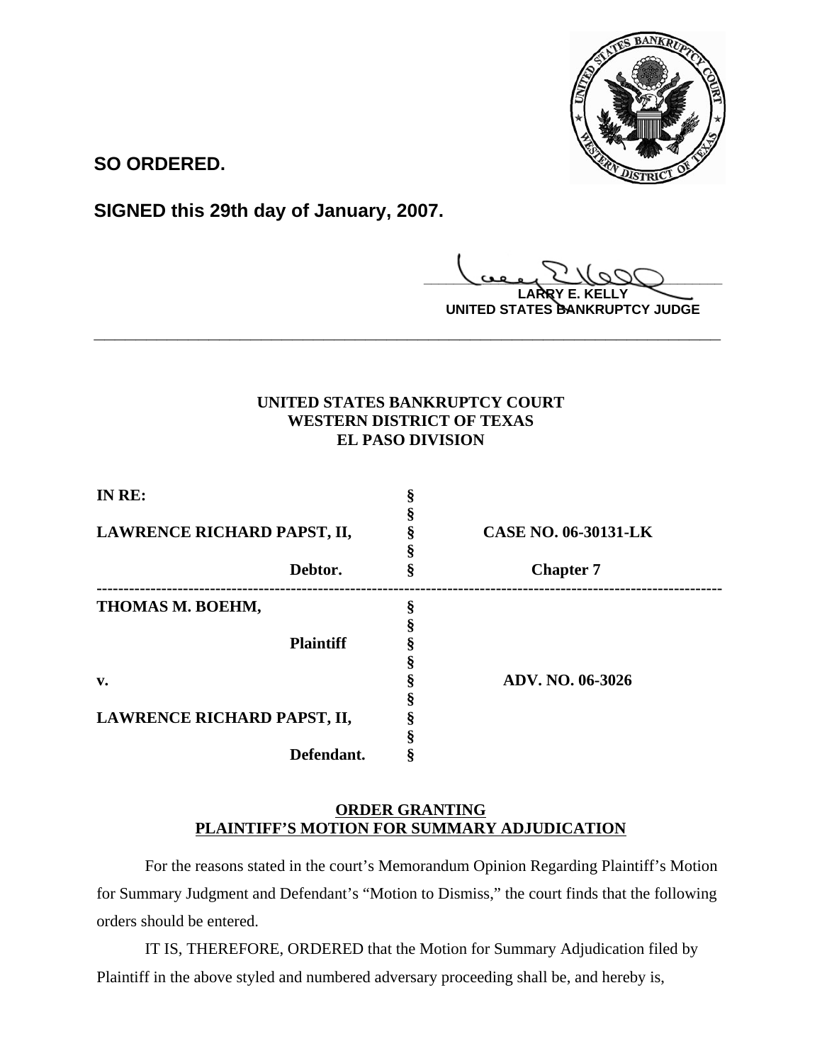**SO ORDERED.**

**SIGNED this 29th day of January, 2007.**

**LARRY E. KELLY**
**UNITED STATES BANKRUPTCY JUDGE**

---

**UNITED STATES BANKRUPTCY COURT**
**WESTERN DISTRICT OF TEXAS**
**EL PASO DIVISION**

| | | |
|---|---|---|
| **IN RE:** | § | |
| | § | |
| **LAWRENCE RICHARD PAPST, II,** | § | **CASE NO. 06-30131-LK** |
| | § | |
| **Debtor.** | § | **Chapter 7** |
| **THOMAS M. BOEHM,** | § | |
| | § | |
| **Plaintiff** | § | |
| | § | |
| **v.** | § | **ADV. NO. 06-3026** |
| | § | |
| **LAWRENCE RICHARD PAPST, II,** | § | |
| | § | |
| **Defendant.** | § | |

**ORDER GRANTING**
**PLAINTIFF'S MOTION FOR SUMMARY ADJUDICATION**

For the reasons stated in the court's Memorandum Opinion Regarding Plaintiff's Motion for Summary Judgment and Defendant's "Motion to Dismiss," the court finds that the following orders should be entered.

IT IS, THEREFORE, ORDERED that the Motion for Summary Adjudication filed by Plaintiff in the above styled and numbered adversary proceeding shall be, and hereby is,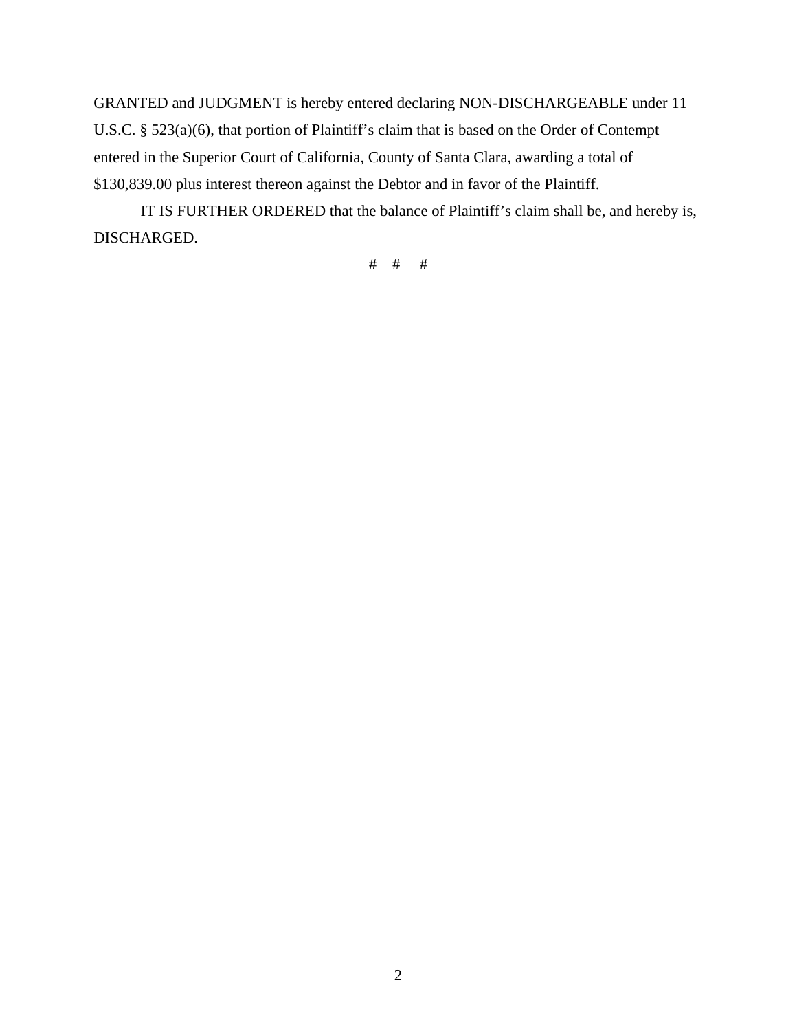GRANTED and JUDGMENT is hereby entered declaring NON-DISCHARGEABLE under 11 U.S.C. § 523(a)(6), that portion of Plaintiff's claim that is based on the Order of Contempt entered in the Superior Court of California, County of Santa Clara, awarding a total of $130,839.00 plus interest thereon against the Debtor and in favor of the Plaintiff.

IT IS FURTHER ORDERED that the balance of Plaintiff's claim shall be, and hereby is, DISCHARGED.

# # #